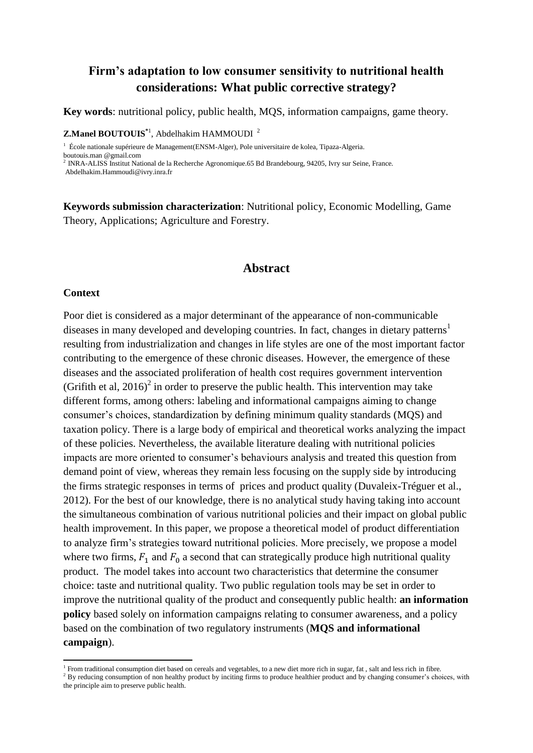# Firm's adaptation to low consumer sensitivity to nutritional health considerations: What public corrective strategy?

**Key words**: nutritional policy, public health, MQS, information campaigns, game theory.

**Z.Manel BOUTOUIS**[*1], Abdelhakim HAMMOUDI [2]

[1] École nationale supérieure de Management(ENSM-Alger), Pole universitaire de kolea, Tipaza-Algeria. boutouis.man @gmail.com

[2] INRA-ALISS Institut National de la Recherche Agronomique.65 Bd Brandebourg, 94205, Ivry sur Seine, France. Abdelhakim.Hammoudi@ivry.inra.fr

**Keywords submission characterization**: Nutritional policy, Economic Modelling, Game Theory, Applications; Agriculture and Forestry.

## Abstract

### Context

Poor diet is considered as a major determinant of the appearance of non-communicable diseases in many developed and developing countries. In fact, changes in dietary patterns[1] resulting from industrialization and changes in life styles are one of the most important factor contributing to the emergence of these chronic diseases. However, the emergence of these diseases and the associated proliferation of health cost requires government intervention (Grifith et al, 2016)[2] in order to preserve the public health. This intervention may take different forms, among others: labeling and informational campaigns aiming to change consumer's choices, standardization by defining minimum quality standards (MQS) and taxation policy. There is a large body of empirical and theoretical works analyzing the impact of these policies. Nevertheless, the available literature dealing with nutritional policies impacts are more oriented to consumer's behaviours analysis and treated this question from demand point of view, whereas they remain less focusing on the supply side by introducing the firms strategic responses in terms of prices and product quality (Duvaleix-Tréguer et al., 2012). For the best of our knowledge, there is no analytical study having taking into account the simultaneous combination of various nutritional policies and their impact on global public health improvement. In this paper, we propose a theoretical model of product differentiation to analyze firm's strategies toward nutritional policies. More precisely, we propose a model where two firms, $F_1$ and $F_0$ a second that can strategically produce high nutritional quality product. The model takes into account two characteristics that determine the consumer choice: taste and nutritional quality. Two public regulation tools may be set in order to improve the nutritional quality of the product and consequently public health: **an information policy** based solely on information campaigns relating to consumer awareness, and a policy based on the combination of two regulatory instruments (**MQS and informational campaign**).

[1] From traditional consumption diet based on cereals and vegetables, to a new diet more rich in sugar, fat , salt and less rich in fibre.

[2] By reducing consumption of non healthy product by inciting firms to produce healthier product and by changing consumer's choices, with the principle aim to preserve public health.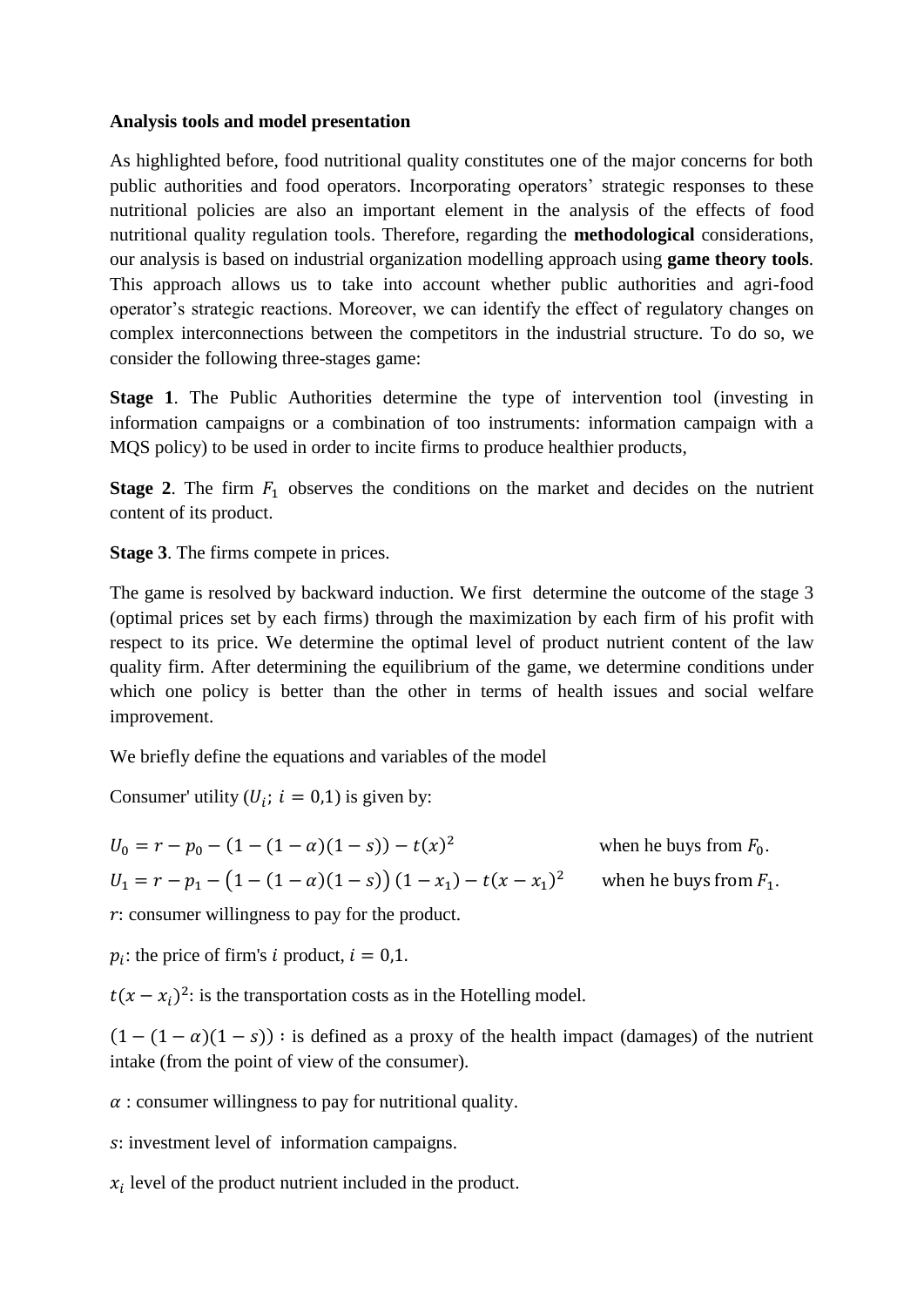**Analysis tools and model presentation**

As highlighted before, food nutritional quality constitutes one of the major concerns for both public authorities and food operators. Incorporating operators' strategic responses to these nutritional policies are also an important element in the analysis of the effects of food nutritional quality regulation tools. Therefore, regarding the **methodological** considerations, our analysis is based on industrial organization modelling approach using **game theory tools**. This approach allows us to take into account whether public authorities and agri-food operator's strategic reactions. Moreover, we can identify the effect of regulatory changes on complex interconnections between the competitors in the industrial structure. To do so, we consider the following three-stages game:

**Stage 1**. The Public Authorities determine the type of intervention tool (investing in information campaigns or a combination of too instruments: information campaign with a MQS policy) to be used in order to incite firms to produce healthier products,

**Stage 2**. The firm $F_1$ observes the conditions on the market and decides on the nutrient content of its product.

**Stage 3**. The firms compete in prices.

The game is resolved by backward induction. We first determine the outcome of the stage 3 (optimal prices set by each firms) through the maximization by each firm of his profit with respect to its price. We determine the optimal level of product nutrient content of the law quality firm. After determining the equilibrium of the game, we determine conditions under which one policy is better than the other in terms of health issues and social welfare improvement.

We briefly define the equations and variables of the model

Consumer' utility ($U_i$; $i = 0,1$) is given by:

$$U_0 = r - p_0 - (1-(1-\alpha)(1-s)) - t(x)^2 \qquad \text{when he buys from } F_0.$$

$$U_1 = r - p_1 - \big(1-(1-\alpha)(1-s)\big)(1-x_1) - t(x-x_1)^2 \qquad \text{when he buys from } F_1.$$

$r$: consumer willingness to pay for the product.

$p_i$: the price of firm's $i$ product, $i = 0,1$.

$t(x-x_i)^2$: is the transportation costs as in the Hotelling model.

$(1-(1-\alpha)(1-s))$ : is defined as a proxy of the health impact (damages) of the nutrient intake (from the point of view of the consumer).

$\alpha$ : consumer willingness to pay for nutritional quality.

$s$: investment level of information campaigns.

$x_i$ level of the product nutrient included in the product.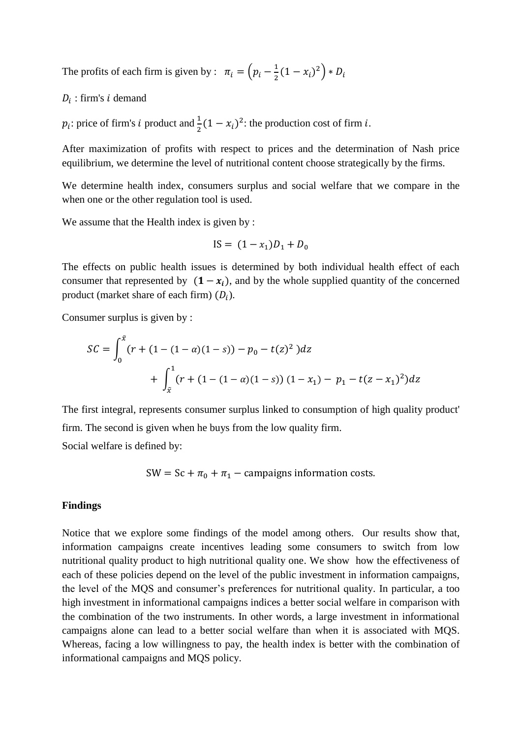The profits of each firm is given by : $\pi_i = \left(p_i - \frac{1}{2}(1-x_i)^2\right) * D_i$

$D_i$ : firm's $i$ demand

$p_i$: price of firm's $i$ product and $\frac{1}{2}(1-x_i)^2$: the production cost of firm $i$.

After maximization of profits with respect to prices and the determination of Nash price equilibrium, we determine the level of nutritional content choose strategically by the firms.

We determine health index, consumers surplus and social welfare that we compare in the when one or the other regulation tool is used.

We assume that the Health index is given by :

$$\text{IS} = (1-x_1)D_1 + D_0$$

The effects on public health issues is determined by both individual health effect of each consumer that represented by $(\mathbf{1}-\boldsymbol{x_i})$, and by the whole supplied quantity of the concerned product (market share of each firm) ($D_i$).

Consumer surplus is given by :

$$SC = \int_0^{\tilde{x}} (r + (1-(1-\alpha)(1-s)) - p_0 - t(z)^2 \,)dz + \int_{\tilde{x}}^1 (r + (1-(1-\alpha)(1-s))\,(1-x_1) - \,p_1 - t(z-x_1)^2)dz$$

The first integral, represents consumer surplus linked to consumption of high quality product' firm. The second is given when he buys from the low quality firm.

Social welfare is defined by:

$$\text{SW} = \text{Sc} + \pi_0 + \pi_1 - \text{campaigns information costs.}$$

**Findings**

Notice that we explore some findings of the model among others. Our results show that, information campaigns create incentives leading some consumers to switch from low nutritional quality product to high nutritional quality one. We show how the effectiveness of each of these policies depend on the level of the public investment in information campaigns, the level of the MQS and consumer's preferences for nutritional quality. In particular, a too high investment in informational campaigns indices a better social welfare in comparison with the combination of the two instruments. In other words, a large investment in informational campaigns alone can lead to a better social welfare than when it is associated with MQS. Whereas, facing a low willingness to pay, the health index is better with the combination of informational campaigns and MQS policy.